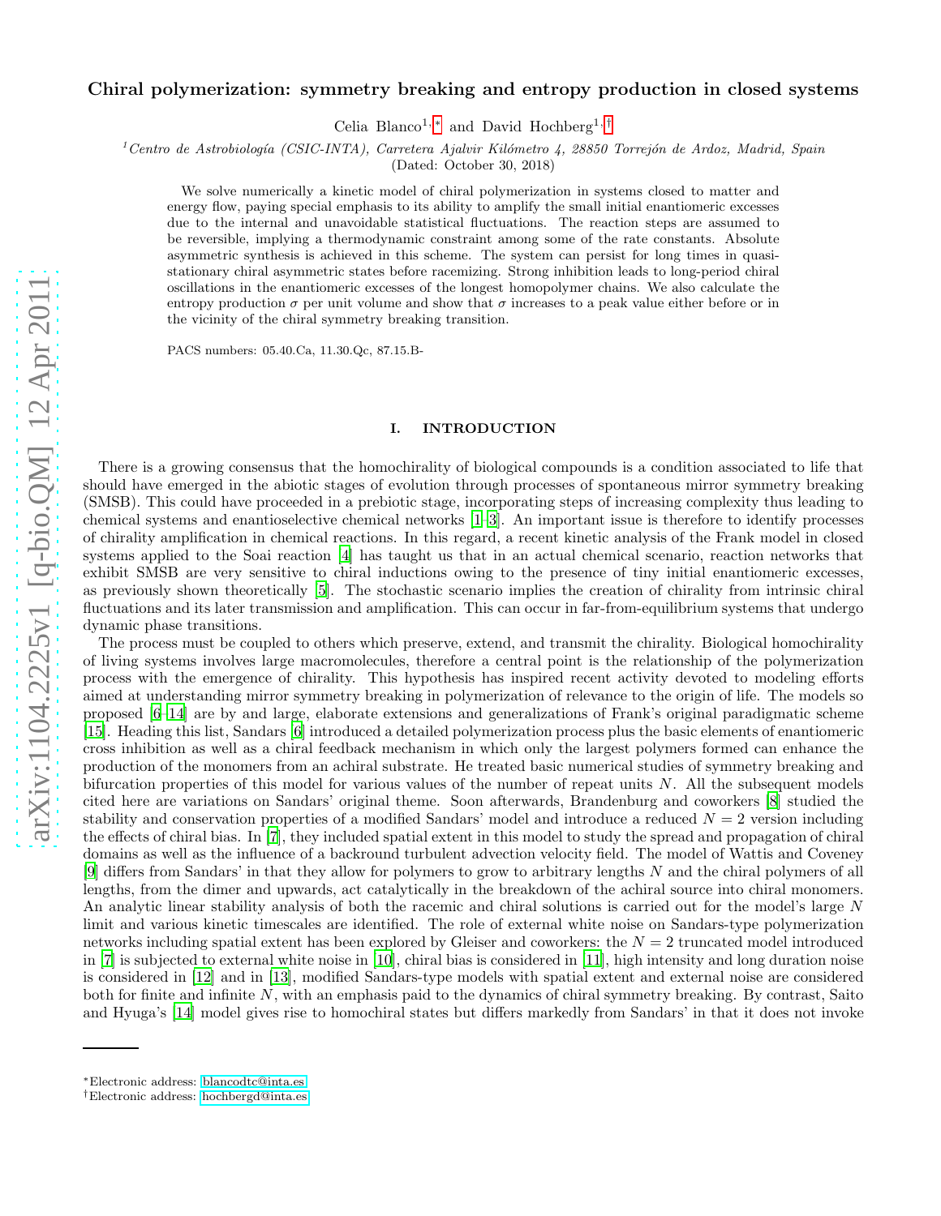# Chiral polymerization: symmetry breaking and entropy production in closed systems

Celia Blanco[1,*] and David Hochberg[1,†]

[1]*Centro de Astrobiología (CSIC-INTA), Carretera Ajalvir Kilómetro 4, 28850 Torrejón de Ardoz, Madrid, Spain*

(Dated: October 30, 2018)

We solve numerically a kinetic model of chiral polymerization in systems closed to matter and energy flow, paying special emphasis to its ability to amplify the small initial enantiomeric excesses due to the internal and unavoidable statistical fluctuations. The reaction steps are assumed to be reversible, implying a thermodynamic constraint among some of the rate constants. Absolute asymmetric synthesis is achieved in this scheme. The system can persist for long times in quasi-stationary chiral asymmetric states before racemizing. Strong inhibition leads to long-period chiral oscillations in the enantiomeric excesses of the longest homopolymer chains. We also calculate the entropy production $\sigma$ per unit volume and show that $\sigma$ increases to a peak value either before or in the vicinity of the chiral symmetry breaking transition.

PACS numbers: 05.40.Ca, 11.30.Qc, 87.15.B-

## I. INTRODUCTION

There is a growing consensus that the homochirality of biological compounds is a condition associated to life that should have emerged in the abiotic stages of evolution through processes of spontaneous mirror symmetry breaking (SMSB). This could have proceeded in a prebiotic stage, incorporating steps of increasing complexity thus leading to chemical systems and enantioselective chemical networks [1–3]. An important issue is therefore to identify processes of chirality amplification in chemical reactions. In this regard, a recent kinetic analysis of the Frank model in closed systems applied to the Soai reaction [4] has taught us that in an actual chemical scenario, reaction networks that exhibit SMSB are very sensitive to chiral inductions owing to the presence of tiny initial enantiomeric excesses, as previously shown theoretically [5]. The stochastic scenario implies the creation of chirality from intrinsic chiral fluctuations and its later transmission and amplification. This can occur in far-from-equilibrium systems that undergo dynamic phase transitions.

The process must be coupled to others which preserve, extend, and transmit the chirality. Biological homochirality of living systems involves large macromolecules, therefore a central point is the relationship of the polymerization process with the emergence of chirality. This hypothesis has inspired recent activity devoted to modeling efforts aimed at understanding mirror symmetry breaking in polymerization of relevance to the origin of life. The models so proposed [6–14] are by and large, elaborate extensions and generalizations of Frank's original paradigmatic scheme [15]. Heading this list, Sandars [6] introduced a detailed polymerization process plus the basic elements of enantiomeric cross inhibition as well as a chiral feedback mechanism in which only the largest polymers formed can enhance the production of the monomers from an achiral substrate. He treated basic numerical studies of symmetry breaking and bifurcation properties of this model for various values of the number of repeat units $N$. All the subsequent models cited here are variations on Sandars' original theme. Soon afterwards, Brandenburg and coworkers [8] studied the stability and conservation properties of a modified Sandars' model and introduce a reduced $N = 2$ version including the effects of chiral bias. In [7], they included spatial extent in this model to study the spread and propagation of chiral domains as well as the influence of a backround turbulent advection velocity field. The model of Wattis and Coveney [9] differs from Sandars' in that they allow for polymers to grow to arbitrary lengths $N$ and the chiral polymers of all lengths, from the dimer and upwards, act catalytically in the breakdown of the achiral source into chiral monomers. An analytic linear stability analysis of both the racemic and chiral solutions is carried out for the model's large $N$ limit and various kinetic timescales are identified. The role of external white noise on Sandars-type polymerization networks including spatial extent has been explored by Gleiser and coworkers: the $N = 2$ truncated model introduced in [7] is subjected to external white noise in [10], chiral bias is considered in [11], high intensity and long duration noise is considered in [12] and in [13], modified Sandars-type models with spatial extent and external noise are considered both for finite and infinite $N$, with an emphasis paid to the dynamics of chiral symmetry breaking. By contrast, Saito and Hyuga's [14] model gives rise to homochiral states but differs markedly from Sandars' in that it does not invoke

---

*Electronic address: blancodtc@inta.es

†Electronic address: hochbergd@inta.es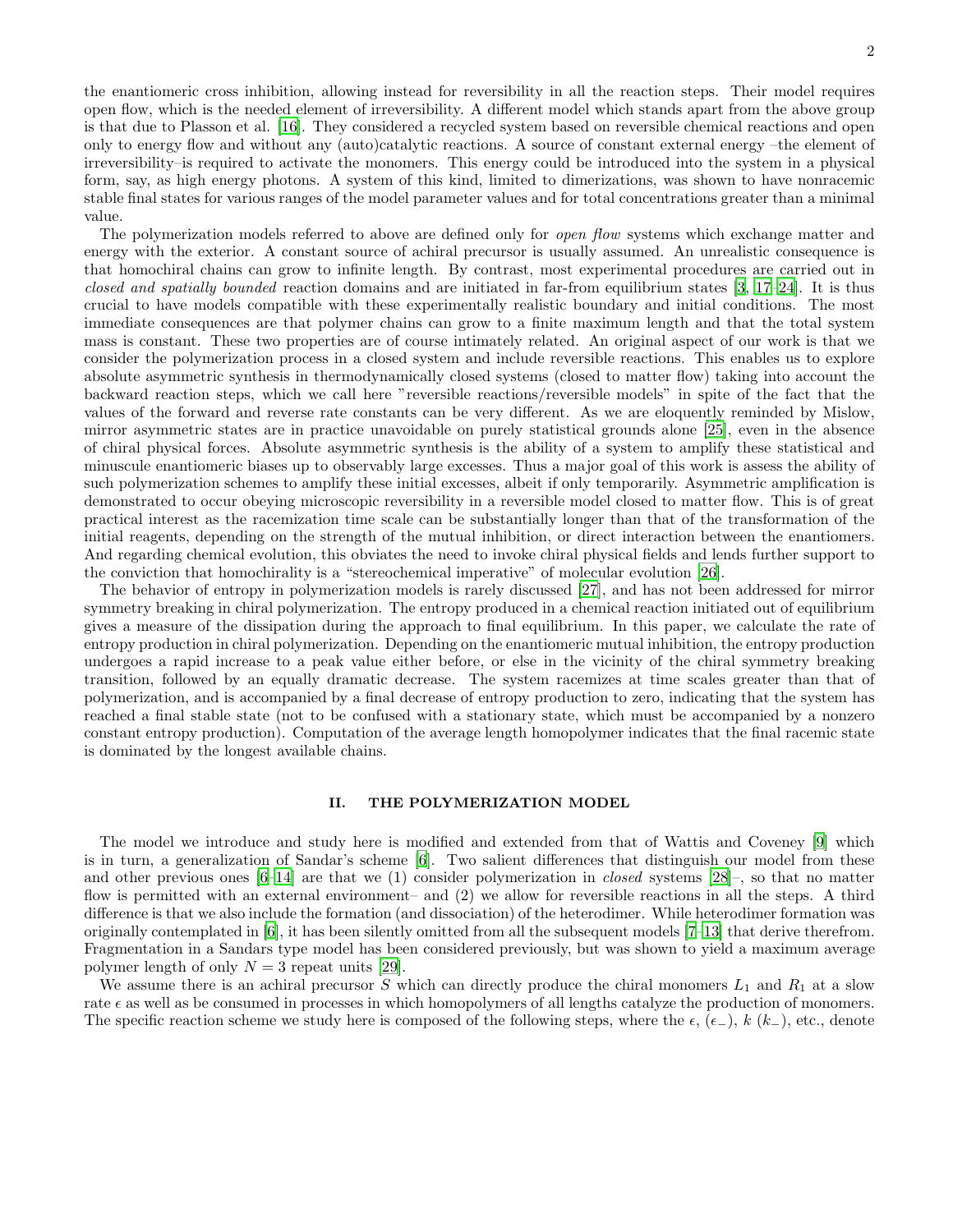the enantiomeric cross inhibition, allowing instead for reversibility in all the reaction steps. Their model requires open flow, which is the needed element of irreversibility. A different model which stands apart from the above group is that due to Plasson et al. [16]. They considered a recycled system based on reversible chemical reactions and open only to energy flow and without any (auto)catalytic reactions. A source of constant external energy –the element of irreversibility–is required to activate the monomers. This energy could be introduced into the system in a physical form, say, as high energy photons. A system of this kind, limited to dimerizations, was shown to have nonracemic stable final states for various ranges of the model parameter values and for total concentrations greater than a minimal value.

The polymerization models referred to above are defined only for *open flow* systems which exchange matter and energy with the exterior. A constant source of achiral precursor is usually assumed. An unrealistic consequence is that homochiral chains can grow to infinite length. By contrast, most experimental procedures are carried out in *closed and spatially bounded* reaction domains and are initiated in far-from equilibrium states [3, 17–24]. It is thus crucial to have models compatible with these experimentally realistic boundary and initial conditions. The most immediate consequences are that polymer chains can grow to a finite maximum length and that the total system mass is constant. These two properties are of course intimately related. An original aspect of our work is that we consider the polymerization process in a closed system and include reversible reactions. This enables us to explore absolute asymmetric synthesis in thermodynamically closed systems (closed to matter flow) taking into account the backward reaction steps, which we call here "reversible reactions/reversible models" in spite of the fact that the values of the forward and reverse rate constants can be very different. As we are eloquently reminded by Mislow, mirror asymmetric states are in practice unavoidable on purely statistical grounds alone [25], even in the absence of chiral physical forces. Absolute asymmetric synthesis is the ability of a system to amplify these statistical and minuscule enantiomeric biases up to observably large excesses. Thus a major goal of this work is assess the ability of such polymerization schemes to amplify these initial excesses, albeit if only temporarily. Asymmetric amplification is demonstrated to occur obeying microscopic reversibility in a reversible model closed to matter flow. This is of great practical interest as the racemization time scale can be substantially longer than that of the transformation of the initial reagents, depending on the strength of the mutual inhibition, or direct interaction between the enantiomers. And regarding chemical evolution, this obviates the need to invoke chiral physical fields and lends further support to the conviction that homochirality is a "stereochemical imperative" of molecular evolution [26].

The behavior of entropy in polymerization models is rarely discussed [27], and has not been addressed for mirror symmetry breaking in chiral polymerization. The entropy produced in a chemical reaction initiated out of equilibrium gives a measure of the dissipation during the approach to final equilibrium. In this paper, we calculate the rate of entropy production in chiral polymerization. Depending on the enantiomeric mutual inhibition, the entropy production undergoes a rapid increase to a peak value either before, or else in the vicinity of the chiral symmetry breaking transition, followed by an equally dramatic decrease. The system racemizes at time scales greater than that of polymerization, and is accompanied by a final decrease of entropy production to zero, indicating that the system has reached a final stable state (not to be confused with a stationary state, which must be accompanied by a nonzero constant entropy production). Computation of the average length homopolymer indicates that the final racemic state is dominated by the longest available chains.

## II. THE POLYMERIZATION MODEL

The model we introduce and study here is modified and extended from that of Wattis and Coveney [9] which is in turn, a generalization of Sandar's scheme [6]. Two salient differences that distinguish our model from these and other previous ones [6–14] are that we (1) consider polymerization in *closed* systems [28]–, so that no matter flow is permitted with an external environment– and (2) we allow for reversible reactions in all the steps. A third difference is that we also include the formation (and dissociation) of the heterodimer. While heterodimer formation was originally contemplated in [6], it has been silently omitted from all the subsequent models [7–13] that derive therefrom. Fragmentation in a Sandars type model has been considered previously, but was shown to yield a maximum average polymer length of only $N = 3$ repeat units [29].

We assume there is an achiral precursor $S$ which can directly produce the chiral monomers $L_1$ and $R_1$ at a slow rate $\epsilon$ as well as be consumed in processes in which homopolymers of all lengths catalyze the production of monomers. The specific reaction scheme we study here is composed of the following steps, where the $\epsilon$, ($\epsilon_-$), $k$ ($k_-$), etc., denote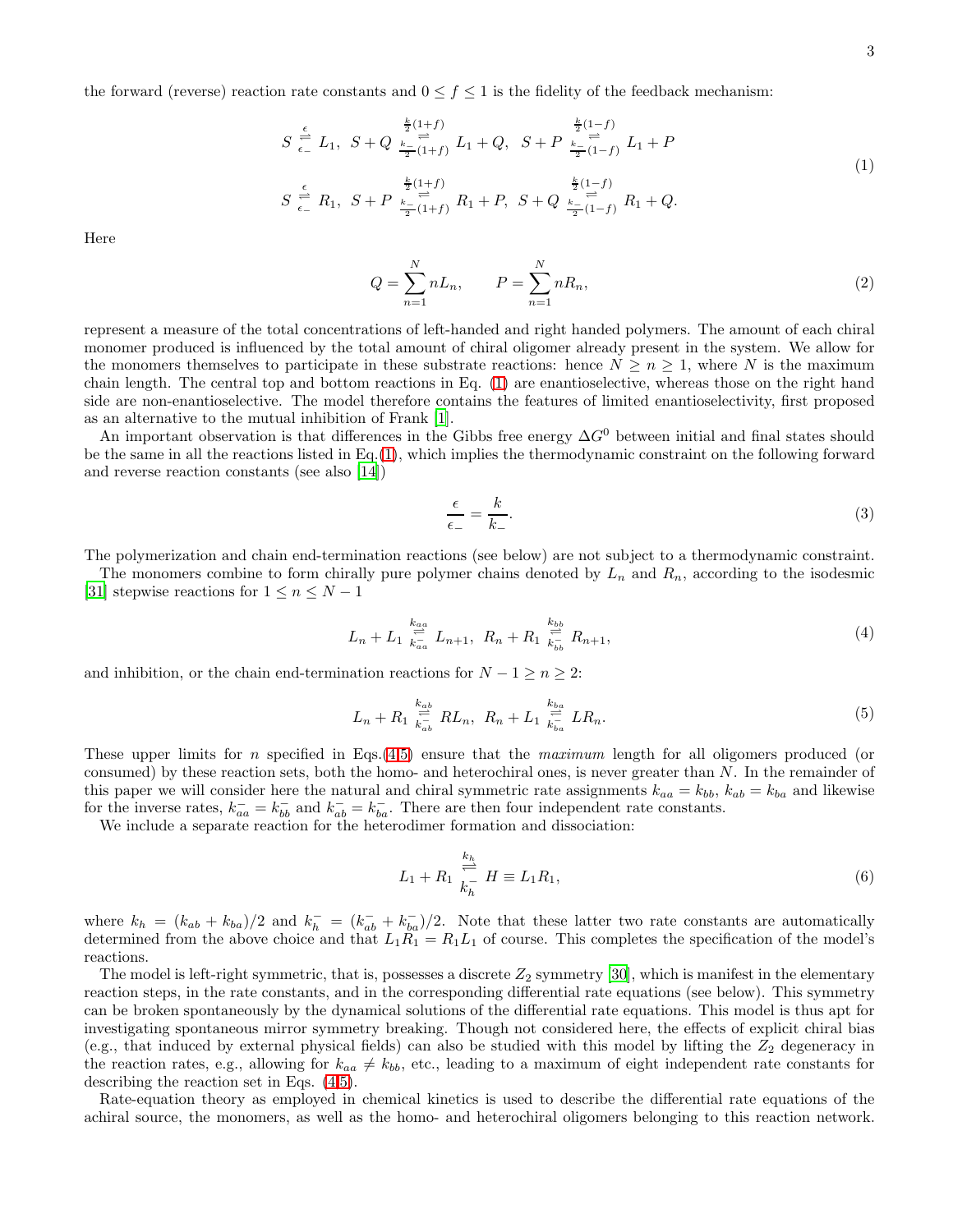the forward (reverse) reaction rate constants and $0 \leq f \leq 1$ is the fidelity of the feedback mechanism:

$$
\begin{aligned}
& S \underset{\epsilon_-}{\overset{\epsilon}{\rightleftharpoons}} L_1, \;\; S + Q \underset{\frac{k_-}{2}(1+f)}{\overset{\frac{k}{2}(1+f)}{\rightleftharpoons}} L_1 + Q, \;\; S + P \underset{\frac{k_-}{2}(1-f)}{\overset{\frac{k}{2}(1-f)}{\rightleftharpoons}} L_1 + P \\
& S \underset{\epsilon_-}{\overset{\epsilon}{\rightleftharpoons}} R_1, \;\; S + P \underset{\frac{k_-}{2}(1+f)}{\overset{\frac{k}{2}(1+f)}{\rightleftharpoons}} R_1 + P, \;\; S + Q \underset{\frac{k_-}{2}(1-f)}{\overset{\frac{k}{2}(1-f)}{\rightleftharpoons}} R_1 + Q.
\end{aligned}
\tag{1}
$$

Here

$$
Q = \sum_{n=1}^{N} n L_n, \qquad P = \sum_{n=1}^{N} n R_n, \tag{2}
$$

represent a measure of the total concentrations of left-handed and right handed polymers. The amount of each chiral monomer produced is influenced by the total amount of chiral oligomer already present in the system. We allow for the monomers themselves to participate in these substrate reactions: hence $N \geq n \geq 1$, where $N$ is the maximum chain length. The central top and bottom reactions in Eq. (1) are enantioselective, whereas those on the right hand side are non-enantioselective. The model therefore contains the features of limited enantioselectivity, first proposed as an alternative to the mutual inhibition of Frank [1].

An important observation is that differences in the Gibbs free energy $\Delta G^0$ between initial and final states should be the same in all the reactions listed in Eq.(1), which implies the thermodynamic constraint on the following forward and reverse reaction constants (see also [14])

$$
\frac{\epsilon}{\epsilon_-} = \frac{k}{k_-}. \tag{3}
$$

The polymerization and chain end-termination reactions (see below) are not subject to a thermodynamic constraint.

The monomers combine to form chirally pure polymer chains denoted by $L_n$ and $R_n$, according to the isodesmic [31] stepwise reactions for $1 \leq n \leq N-1$

$$
L_n + L_1 \underset{k_{aa}^-}{\overset{k_{aa}}{\rightleftharpoons}} L_{n+1}, \;\; R_n + R_1 \underset{k_{bb}^-}{\overset{k_{bb}}{\rightleftharpoons}} R_{n+1}, \tag{4}
$$

and inhibition, or the chain end-termination reactions for $N-1 \geq n \geq 2$:

$$
L_n + R_1 \underset{k_{ab}^-}{\overset{k_{ab}}{\rightleftharpoons}} RL_n, \;\; R_n + L_1 \underset{k_{ba}^-}{\overset{k_{ba}}{\rightleftharpoons}} LR_n. \tag{5}
$$

These upper limits for $n$ specified in Eqs.(4,5) ensure that the *maximum* length for all oligomers produced (or consumed) by these reaction sets, both the homo- and heterochiral ones, is never greater than $N$. In the remainder of this paper we will consider here the natural and chiral symmetric rate assignments $k_{aa} = k_{bb}$, $k_{ab} = k_{ba}$ and likewise for the inverse rates, $k_{aa}^- = k_{bb}^-$ and $k_{ab}^- = k_{ba}^-$. There are then four independent rate constants.

We include a separate reaction for the heterodimer formation and dissociation:

$$
L_1 + R_1 \underset{k_h^-}{\overset{k_h}{\rightleftharpoons}} H \equiv L_1 R_1, \tag{6}
$$

where $k_h = (k_{ab} + k_{ba})/2$ and $k_h^- = (k_{ab}^- + k_{ba}^-)/2$. Note that these latter two rate constants are automatically determined from the above choice and that $L_1 R_1 = R_1 L_1$ of course. This completes the specification of the model's reactions.

The model is left-right symmetric, that is, possesses a discrete $Z_2$ symmetry [30], which is manifest in the elementary reaction steps, in the rate constants, and in the corresponding differential rate equations (see below). This symmetry can be broken spontaneously by the dynamical solutions of the differential rate equations. This model is thus apt for investigating spontaneous mirror symmetry breaking. Though not considered here, the effects of explicit chiral bias (e.g., that induced by external physical fields) can also be studied with this model by lifting the $Z_2$ degeneracy in the reaction rates, e.g., allowing for $k_{aa} \neq k_{bb}$, etc., leading to a maximum of eight independent rate constants for describing the reaction set in Eqs. (4,5).

Rate-equation theory as employed in chemical kinetics is used to describe the differential rate equations of the achiral source, the monomers, as well as the homo- and heterochiral oligomers belonging to this reaction network.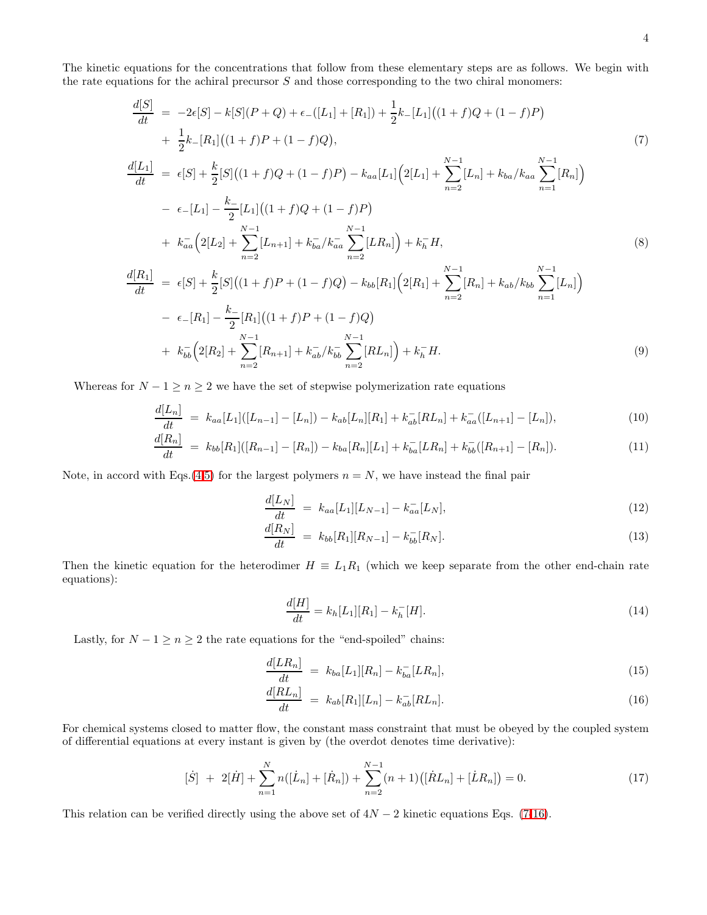The kinetic equations for the concentrations that follow from these elementary steps are as follows. We begin with the rate equations for the achiral precursor $S$ and those corresponding to the two chiral monomers:

$$
\begin{aligned}
\frac{d[S]}{dt} &= -2\epsilon[S] - k[S](P+Q) + \epsilon_-([L_1]+[R_1]) + \frac{1}{2}k_-[L_1]\big((1+f)Q + (1-f)P\big) \\
&+ \frac{1}{2}k_-[R_1]\big((1+f)P + (1-f)Q\big),
\end{aligned} \tag{7}
$$

$$
\begin{aligned}
\frac{d[L_1]}{dt} &= \epsilon[S] + \frac{k}{2}[S]\big((1+f)Q + (1-f)P\big) - k_{aa}[L_1]\Big(2[L_1] + \sum_{n=2}^{N-1}[L_n] + k_{ba}/k_{aa}\sum_{n=1}^{N-1}[R_n]\Big) \\
&- \epsilon_-[L_1] - \frac{k_-}{2}[L_1]\big((1+f)Q + (1-f)P\big) \\
&+ k_{aa}^-\Big(2[L_2] + \sum_{n=2}^{N-1}[L_{n+1}] + k_{ba}^-/k_{aa}^-\sum_{n=2}^{N-1}[LR_n]\Big) + k_h^- H,
\end{aligned} \tag{8}
$$

$$
\begin{aligned}
\frac{d[R_1]}{dt} &= \epsilon[S] + \frac{k}{2}[S]\big((1+f)P + (1-f)Q\big) - k_{bb}[R_1]\Big(2[R_1] + \sum_{n=2}^{N-1}[R_n] + k_{ab}/k_{bb}\sum_{n=1}^{N-1}[L_n]\Big) \\
&- \epsilon_-[R_1] - \frac{k_-}{2}[R_1]\big((1+f)P + (1-f)Q\big) \\
&+ k_{bb}^-\Big(2[R_2] + \sum_{n=2}^{N-1}[R_{n+1}] + k_{ab}^-/k_{bb}^-\sum_{n=2}^{N-1}[RL_n]\Big) + k_h^- H.
\end{aligned} \tag{9}
$$

Whereas for $N-1 \geq n \geq 2$ we have the set of stepwise polymerization rate equations

$$
\frac{d[L_n]}{dt} = k_{aa}[L_1]([L_{n-1}] - [L_n]) - k_{ab}[L_n][R_1] + k_{ab}^-[RL_n] + k_{aa}^-([L_{n+1}] - [L_n]), \tag{10}
$$

$$
\frac{d[R_n]}{dt} = k_{bb}[R_1]([R_{n-1}] - [R_n]) - k_{ba}[R_n][L_1] + k_{ba}^-[LR_n] + k_{bb}^-([R_{n+1}] - [R_n]). \tag{11}
$$

Note, in accord with Eqs.(4,5) for the largest polymers $n = N$, we have instead the final pair

$$
\frac{d[L_N]}{dt} = k_{aa}[L_1][L_{N-1}] - k_{aa}^-[L_N], \tag{12}
$$

$$
\frac{d[R_N]}{dt} = k_{bb}[R_1][R_{N-1}] - k_{bb}^-[R_N]. \tag{13}
$$

Then the kinetic equation for the heterodimer $H \equiv L_1R_1$ (which we keep separate from the other end-chain rate equations):

$$
\frac{d[H]}{dt} = k_h[L_1][R_1] - k_h^-[H]. \tag{14}
$$

Lastly, for $N-1 \geq n \geq 2$ the rate equations for the "end-spoiled" chains:

$$
\frac{d[LR_n]}{dt} = k_{ba}[L_1][R_n] - k_{ba}^-[LR_n], \tag{15}
$$

$$
\frac{d[RL_n]}{dt} = k_{ab}[R_1][L_n] - k_{ab}^-[RL_n]. \tag{16}
$$

For chemical systems closed to matter flow, the constant mass constraint that must be obeyed by the coupled system of differential equations at every instant is given by (the overdot denotes time derivative):

$$
[\dot{S}] + 2[\dot{H}] + \sum_{n=1}^{N} n([\dot{L}_n] + [\dot{R}_n]) + \sum_{n=2}^{N-1}(n+1)\big([\dot{R}L_n] + [\dot{L}R_n]\big) = 0. \tag{17}
$$

This relation can be verified directly using the above set of $4N-2$ kinetic equations Eqs. (7-16).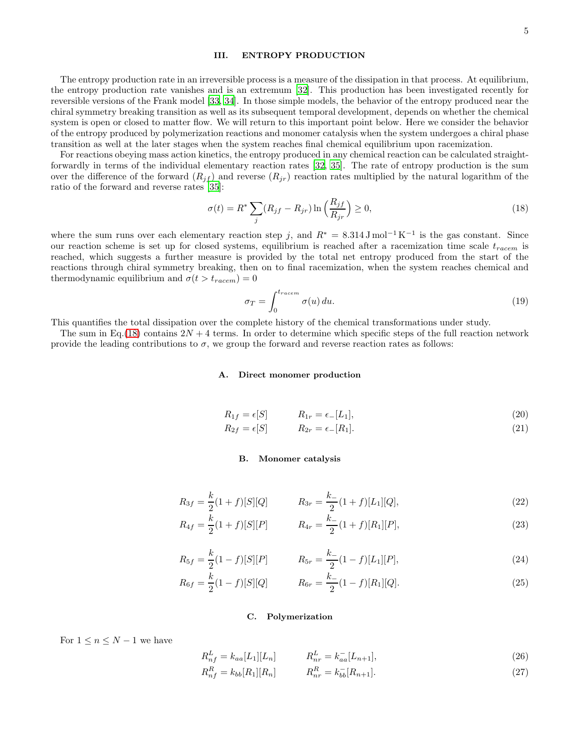## III. ENTROPY PRODUCTION

The entropy production rate in an irreversible process is a measure of the dissipation in that process. At equilibrium, the entropy production rate vanishes and is an extremum [32]. This production has been investigated recently for reversible versions of the Frank model [33, 34]. In those simple models, the behavior of the entropy produced near the chiral symmetry breaking transition as well as its subsequent temporal development, depends on whether the chemical system is open or closed to matter flow. We will return to this important point below. Here we consider the behavior of the entropy produced by polymerization reactions and monomer catalysis when the system undergoes a chiral phase transition as well at the later stages when the system reaches final chemical equilibrium upon racemization.

For reactions obeying mass action kinetics, the entropy produced in any chemical reaction can be calculated straightforwardly in terms of the individual elementary reaction rates [32, 35]. The rate of entropy production is the sum over the difference of the forward ($R_{jf}$) and reverse ($R_{jr}$) reaction rates multiplied by the natural logarithm of the ratio of the forward and reverse rates [35]:

$$\sigma(t) = R^* \sum_j (R_{jf} - R_{jr}) \ln\left(\frac{R_{jf}}{R_{jr}}\right) \geq 0, \tag{18}$$

where the sum runs over each elementary reaction step $j$, and $R^* = 8.314\,\mathrm{J\,mol^{-1}\,K^{-1}}$ is the gas constant. Since our reaction scheme is set up for closed systems, equilibrium is reached after a racemization time scale $t_{racem}$ is reached, which suggests a further measure is provided by the total net entropy produced from the start of the reactions through chiral symmetry breaking, then on to final racemization, when the system reaches chemical and thermodynamic equilibrium and $\sigma(t > t_{racem}) = 0$

$$\sigma_T = \int_0^{t_{racem}} \sigma(u)\, du. \tag{19}$$

This quantifies the total dissipation over the complete history of the chemical transformations under study.

The sum in Eq.(18) contains $2N + 4$ terms. In order to determine which specific steps of the full reaction network provide the leading contributions to $\sigma$, we group the forward and reverse reaction rates as follows:

### A. Direct monomer production

$$R_{1f} = \epsilon[S] \qquad R_{1r} = \epsilon_-[L_1], \tag{20}$$

$$R_{2f} = \epsilon[S] \qquad R_{2r} = \epsilon_-[R_1]. \tag{21}$$

### B. Monomer catalysis

$$R_{3f} = \frac{k}{2}(1+f)[S][Q] \qquad R_{3r} = \frac{k_-}{2}(1+f)[L_1][Q], \tag{22}$$

$$R_{4f} = \frac{k}{2}(1+f)[S][P] \qquad R_{4r} = \frac{k_-}{2}(1+f)[R_1][P], \tag{23}$$

$$R_{5f} = \frac{k}{2}(1-f)[S][P] \qquad R_{5r} = \frac{k_-}{2}(1-f)[L_1][P], \tag{24}$$

$$R_{6f} = \frac{k}{2}(1-f)[S][Q] \qquad R_{6r} = \frac{k_-}{2}(1-f)[R_1][Q]. \tag{25}$$

### C. Polymerization

For $1 \leq n \leq N-1$ we have

$$R^L_{nf} = k_{aa}[L_1][L_n] \qquad R^L_{nr} = k^-_{aa}[L_{n+1}], \tag{26}$$

$$R^R_{nf} = k_{bb}[R_1][R_n] \qquad R^R_{nr} = k^-_{bb}[R_{n+1}]. \tag{27}$$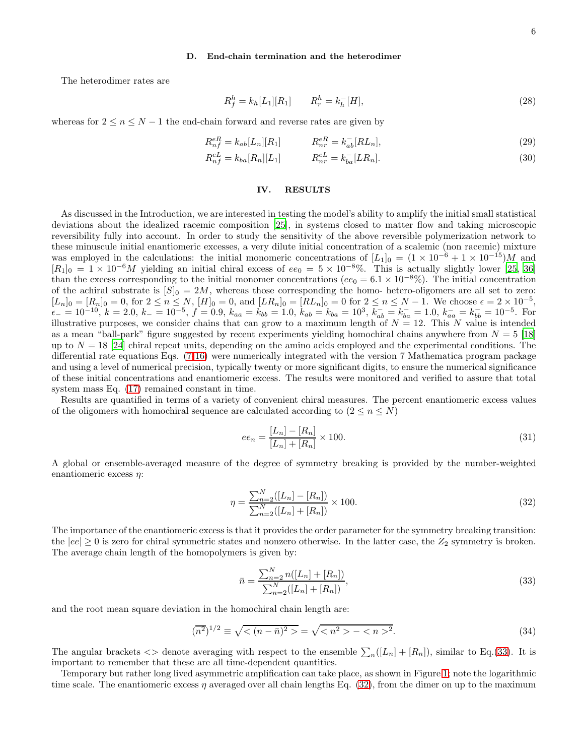### D. End-chain termination and the heterodimer

The heterodimer rates are

$$R^h_f = k_h[L_1][R_1] \qquad R^h_r = k^-_h[H], \tag{28}$$

whereas for $2 \le n \le N-1$ the end-chain forward and reverse rates are given by

$$R^{eR}_{nf} = k_{ab}[L_n][R_1] \qquad R^{eR}_{nr} = k^-_{ab}[RL_n], \tag{29}$$

$$R^{eL}_{nf} = k_{ba}[R_n][L_1] \qquad R^{eL}_{nr} = k^-_{ba}[LR_n]. \tag{30}$$

## IV. RESULTS

As discussed in the Introduction, we are interested in testing the model's ability to amplify the initial small statistical deviations about the idealized racemic composition [25], in systems closed to matter flow and taking microscopic reversibility fully into account. In order to study the sensitivity of the above reversible polymerization network to these minuscule initial enantiomeric excesses, a very dilute initial concentration of a scalemic (non racemic) mixture was employed in the calculations: the initial monomeric concentrations of $[L_1]_0 = (1\times10^{-6} + 1\times10^{-15})M$ and $[R_1]_0 = 1\times10^{-6}M$ yielding an initial chiral excess of $ee_0 = 5\times10^{-8}\%$. This is actually slightly lower [25, 36] than the excess corresponding to the initial monomer concentrations ($ee_0 = 6.1\times10^{-8}\%$). The initial concentration of the achiral substrate is $[S]_0 = 2M$, whereas those corresponding the homo- hetero-oligomers are all set to zero: $[L_n]_0 = [R_n]_0 = 0$, for $2 \le n \le N$, $[H]_0 = 0$, and $[LR_n]_0 = [RL_n]_0 = 0$ for $2 \le n \le N-1$. We choose $\epsilon = 2\times10^{-5}$, $\epsilon_- = 10^{-10}$, $k = 2.0$, $k_- = 10^{-5}$, $f = 0.9$, $k_{aa} = k_{bb} = 1.0$, $k_{ab} = k_{ba} = 10^3$, $k^-_{ab} = k^-_{ba} = 1.0$, $k^-_{aa} = k^-_{bb} = 10^{-5}$. For illustrative purposes, we consider chains that can grow to a maximum length of $N = 12$. This $N$ value is intended as a mean "ball-park" figure suggested by recent experiments yielding homochiral chains anywhere from $N = 5$ [18] up to $N = 18$ [24] chiral repeat units, depending on the amino acids employed and the experimental conditions. The differential rate equations Eqs. (7-16) were numerically integrated with the version 7 Mathematica program package and using a level of numerical precision, typically twenty or more significant digits, to ensure the numerical significance of these initial concentrations and enantiomeric excess. The results were monitored and verified to assure that total system mass Eq. (17) remained constant in time.

Results are quantified in terms of a variety of convenient chiral measures. The percent enantiomeric excess values of the oligomers with homochiral sequence are calculated according to ($2 \le n \le N$)

$$ee_n = \frac{[L_n] - [R_n]}{[L_n] + [R_n]} \times 100. \tag{31}$$

A global or ensemble-averaged measure of the degree of symmetry breaking is provided by the number-weighted enantiomeric excess $\eta$:

$$\eta = \frac{\sum_{n=2}^{N}([L_n] - [R_n])}{\sum_{n=2}^{N}([L_n] + [R_n])} \times 100. \tag{32}$$

The importance of the enantiomeric excess is that it provides the order parameter for the symmetry breaking transition: the $|ee| \ge 0$ is zero for chiral symmetric states and nonzero otherwise. In the latter case, the $Z_2$ symmetry is broken. The average chain length of the homopolymers is given by:

$$\bar{n} = \frac{\sum_{n=2}^{N} n([L_n] + [R_n])}{\sum_{n=2}^{N}([L_n] + [R_n])}, \tag{33}$$

and the root mean square deviation in the homochiral chain length are:

$$(\overline{n^2})^{1/2} \equiv \sqrt{<(n-\bar{n})^2>} = \sqrt{<n^2> - <n>^2}. \tag{34}$$

The angular brackets $<>$ denote averaging with respect to the ensemble $\sum_n([L_n] + [R_n])$, similar to Eq.(33). It is important to remember that these are all time-dependent quantities.

Temporary but rather long lived asymmetric amplification can take place, as shown in Figure 1; note the logarithmic time scale. The enantiomeric excess $\eta$ averaged over all chain lengths Eq. (32), from the dimer on up to the maximum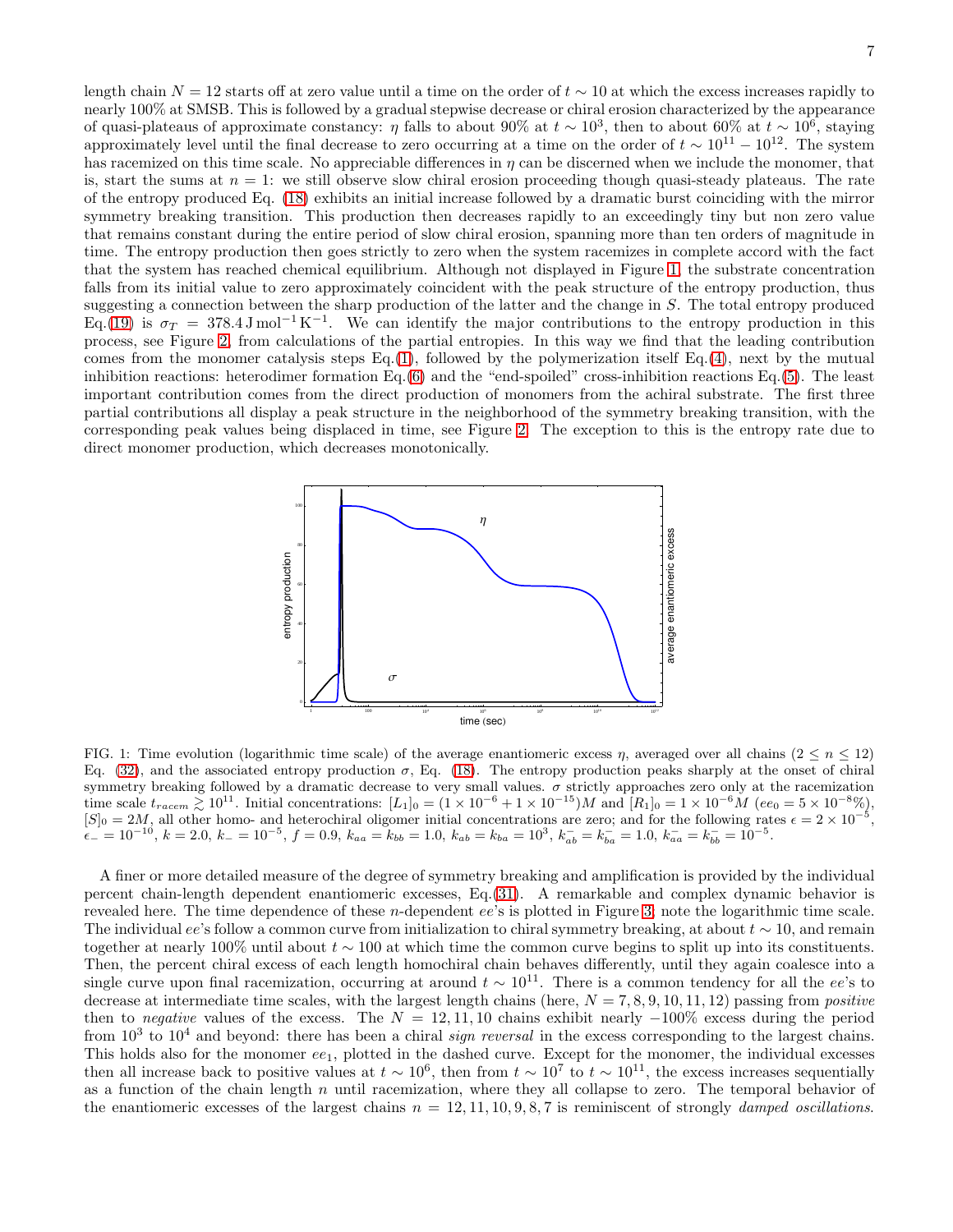length chain $N = 12$ starts off at zero value until a time on the order of $t \sim 10$ at which the excess increases rapidly to nearly 100% at SMSB. This is followed by a gradual stepwise decrease or chiral erosion characterized by the appearance of quasi-plateaus of approximate constancy: $\eta$ falls to about 90% at $t \sim 10^3$, then to about 60% at $t \sim 10^6$, staying approximately level until the final decrease to zero occurring at a time on the order of $t \sim 10^{11} - 10^{12}$. The system has racemized on this time scale. No appreciable differences in $\eta$ can be discerned when we include the monomer, that is, start the sums at $n = 1$: we still observe slow chiral erosion proceeding though quasi-steady plateaus. The rate of the entropy produced Eq. (18) exhibits an initial increase followed by a dramatic burst coinciding with the mirror symmetry breaking transition. This production then decreases rapidly to an exceedingly tiny but non zero value that remains constant during the entire period of slow chiral erosion, spanning more than ten orders of magnitude in time. The entropy production then goes strictly to zero when the system racemizes in complete accord with the fact that the system has reached chemical equilibrium. Although not displayed in Figure 1, the substrate concentration falls from its initial value to zero approximately coincident with the peak structure of the entropy production, thus suggesting a connection between the sharp production of the latter and the change in $S$. The total entropy produced Eq.(19) is $\sigma_T = 378.4\,\mathrm{J\,mol^{-1}\,K^{-1}}$. We can identify the major contributions to the entropy production in this process, see Figure 2, from calculations of the partial entropies. In this way we find that the leading contribution comes from the monomer catalysis steps Eq.(1), followed by the polymerization itself Eq.(4), next by the mutual inhibition reactions: heterodimer formation Eq.(6) and the "end-spoiled" cross-inhibition reactions Eq.(5). The least important contribution comes from the direct production of monomers from the achiral substrate. The first three partial contributions all display a peak structure in the neighborhood of the symmetry breaking transition, with the corresponding peak values being displaced in time, see Figure 2. The exception to this is the entropy rate due to direct monomer production, which decreases monotonically.

FIG. 1: Time evolution (logarithmic time scale) of the average enantiomeric excess $\eta$, averaged over all chains ($2 \leq n \leq 12$) Eq. (32), and the associated entropy production $\sigma$, Eq. (18). The entropy production peaks sharply at the onset of chiral symmetry breaking followed by a dramatic decrease to very small values. $\sigma$ strictly approaches zero only at the racemization time scale $t_{racem} \gtrsim 10^{11}$. Initial concentrations: $[L_1]_0 = (1 \times 10^{-6} + 1 \times 10^{-15})M$ and $[R_1]_0 = 1 \times 10^{-6}M$ ($ee_0 = 5 \times 10^{-8}\%$), $[S]_0 = 2M$, all other homo- and heterochiral oligomer initial concentrations are zero; and for the following rates $\epsilon = 2 \times 10^{-5}$, $\epsilon_- = 10^{-10}$, $k = 2.0$, $k_- = 10^{-5}$, $f = 0.9$, $k_{aa} = k_{bb} = 1.0$, $k_{ab} = k_{ba} = 10^3$, $k^-_{ab} = k^-_{ba} = 1.0$, $k^-_{aa} = k^-_{bb} = 10^{-5}$.

A finer or more detailed measure of the degree of symmetry breaking and amplification is provided by the individual percent chain-length dependent enantiomeric excesses, Eq.(31). A remarkable and complex dynamic behavior is revealed here. The time dependence of these $n$-dependent $ee$'s is plotted in Figure 3, note the logarithmic time scale. The individual $ee$'s follow a common curve from initialization to chiral symmetry breaking, at about $t \sim 10$, and remain together at nearly 100% until about $t \sim 100$ at which time the common curve begins to split up into its constituents. Then, the percent chiral excess of each length homochiral chain behaves differently, until they again coalesce into a single curve upon final racemization, occurring at around $t \sim 10^{11}$. There is a common tendency for all the $ee$'s to decrease at intermediate time scales, with the largest length chains (here, $N = 7, 8, 9, 10, 11, 12$) passing from *positive* then to *negative* values of the excess. The $N = 12, 11, 10$ chains exhibit nearly $-100\%$ excess during the period from $10^3$ to $10^4$ and beyond: there has been a chiral *sign reversal* in the excess corresponding to the largest chains. This holds also for the monomer $ee_1$, plotted in the dashed curve. Except for the monomer, the individual excesses then all increase back to positive values at $t \sim 10^6$, then from $t \sim 10^7$ to $t \sim 10^{11}$, the excess increases sequentially as a function of the chain length $n$ until racemization, where they all collapse to zero. The temporal behavior of the enantiomeric excesses of the largest chains $n = 12, 11, 10, 9, 8, 7$ is reminiscent of strongly *damped oscillations*.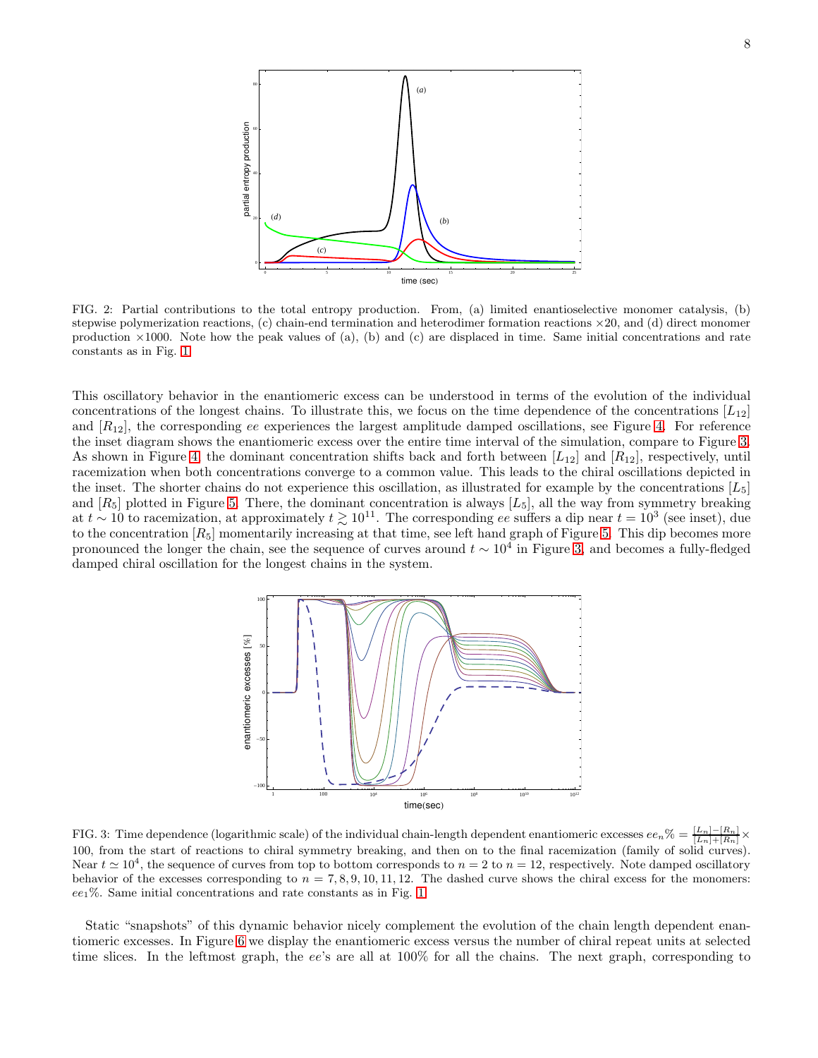FIG. 2: Partial contributions to the total entropy production. From, (a) limited enantioselective monomer catalysis, (b) stepwise polymerization reactions, (c) chain-end termination and heterodimer formation reactions ×20, and (d) direct monomer production ×1000. Note how the peak values of (a), (b) and (c) are displaced in time. Same initial concentrations and rate constants as in Fig. 1.

This oscillatory behavior in the enantiomeric excess can be understood in terms of the evolution of the individual concentrations of the longest chains. To illustrate this, we focus on the time dependence of the concentrations $[L_{12}]$ and $[R_{12}]$, the corresponding *ee* experiences the largest amplitude damped oscillations, see Figure 4. For reference the inset diagram shows the enantiomeric excess over the entire time interval of the simulation, compare to Figure 3. As shown in Figure 4, the dominant concentration shifts back and forth between $[L_{12}]$ and $[R_{12}]$, respectively, until racemization when both concentrations converge to a common value. This leads to the chiral oscillations depicted in the inset. The shorter chains do not experience this oscillation, as illustrated for example by the concentrations $[L_5]$ and $[R_5]$ plotted in Figure 5. There, the dominant concentration is always $[L_5]$, all the way from symmetry breaking at $t \sim 10$ to racemization, at approximately $t \gtrsim 10^{11}$. The corresponding *ee* suffers a dip near $t = 10^3$ (see inset), due to the concentration $[R_5]$ momentarily increasing at that time, see left hand graph of Figure 5. This dip becomes more pronounced the longer the chain, see the sequence of curves around $t \sim 10^4$ in Figure 3, and becomes a fully-fledged damped chiral oscillation for the longest chains in the system.

FIG. 3: Time dependence (logarithmic scale) of the individual chain-length dependent enantiomeric excesses $ee_n\% = \frac{[L_n]-[R_n]}{[L_n]+[R_n]} \times 100$, from the start of reactions to chiral symmetry breaking, and then on to the final racemization (family of solid curves). Near $t \simeq 10^4$, the sequence of curves from top to bottom corresponds to $n = 2$ to $n = 12$, respectively. Note damped oscillatory behavior of the excesses corresponding to $n = 7, 8, 9, 10, 11, 12$. The dashed curve shows the chiral excess for the monomers: $ee_1\%$. Same initial concentrations and rate constants as in Fig. 1.

Static "snapshots" of this dynamic behavior nicely complement the evolution of the chain length dependent enantiomeric excesses. In Figure 6 we display the enantiomeric excess versus the number of chiral repeat units at selected time slices. In the leftmost graph, the *ee*'s are all at 100% for all the chains. The next graph, corresponding to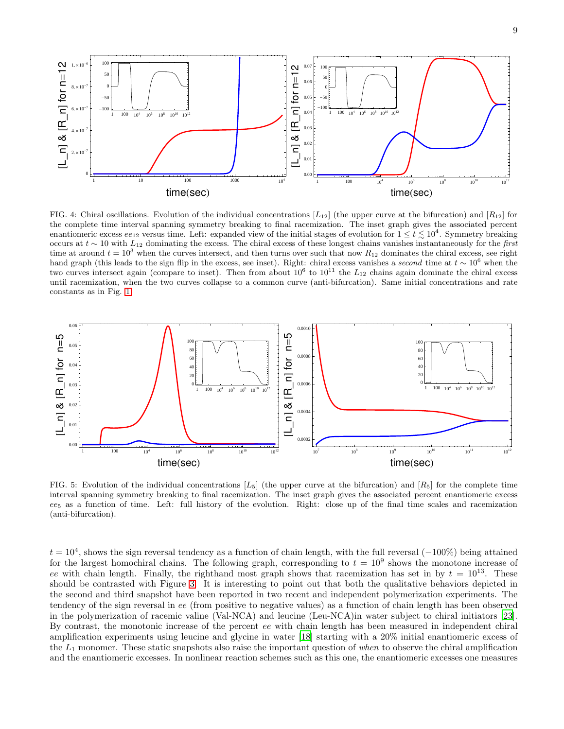FIG. 4: Chiral oscillations. Evolution of the individual concentrations $[L_{12}]$ (the upper curve at the bifurcation) and $[R_{12}]$ for the complete time interval spanning symmetry breaking to final racemization. The inset graph gives the associated percent enantiomeric excess $ee_{12}$ versus time. Left: expanded view of the initial stages of evolution for $1 \leq t \lesssim 10^4$. Symmetry breaking occurs at $t \sim 10$ with $L_{12}$ dominating the excess. The chiral excess of these longest chains vanishes instantaneously for the *first* time at around $t = 10^3$ when the curves intersect, and then turns over such that now $R_{12}$ dominates the chiral excess, see right hand graph (this leads to the sign flip in the excess, see inset). Right: chiral excess vanishes a *second* time at $t \sim 10^6$ when the two curves intersect again (compare to inset). Then from about $10^6$ to $10^{11}$ the $L_{12}$ chains again dominate the chiral excess until racemization, when the two curves collapse to a common curve (anti-bifurcation). Same initial concentrations and rate constants as in Fig. 1

FIG. 5: Evolution of the individual concentrations $[L_5]$ (the upper curve at the bifurcation) and $[R_5]$ for the complete time interval spanning symmetry breaking to final racemization. The inset graph gives the associated percent enantiomeric excess $ee_5$ as a function of time. Left: full history of the evolution. Right: close up of the final time scales and racemization (anti-bifurcation).

$t = 10^4$, shows the sign reversal tendency as a function of chain length, with the full reversal ($-100\%$) being attained for the largest homochiral chains. The following graph, corresponding to $t = 10^9$ shows the monotone increase of $ee$ with chain length. Finally, the righthand most graph shows that racemization has set in by $t = 10^{13}$. These should be contrasted with Figure 3. It is interesting to point out that both the qualitative behaviors depicted in the second and third snapshot have been reported in two recent and independent polymerization experiments. The tendency of the sign reversal in $ee$ (from positive to negative values) as a function of chain length has been observed in the polymerization of racemic valine (Val-NCA) and leucine (Leu-NCA)in water subject to chiral initiators [23]. By contrast, the monotonic increase of the percent $ee$ with chain length has been measured in independent chiral amplification experiments using leucine and glycine in water [18] starting with a 20% initial enantiomeric excess of the $L_1$ monomer. These static snapshots also raise the important question of *when* to observe the chiral amplification and the enantiomeric excesses. In nonlinear reaction schemes such as this one, the enantiomeric excesses one measures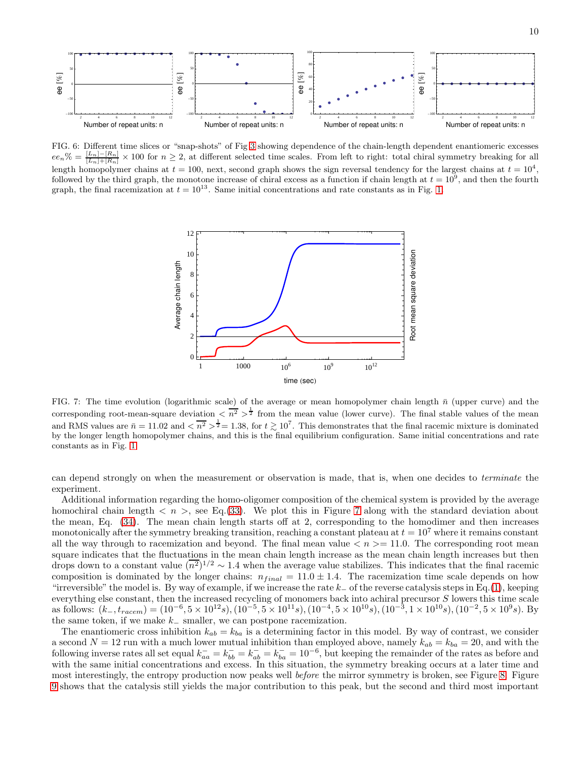FIG. 6: Different time slices or "snap-shots" of Fig 3 showing dependence of the chain-length dependent enantiomeric excesses $ee_n\% = \frac{[L_n]-[R_n]}{[L_n]+[R_n]} \times 100$ for $n \geq 2$, at different selected time scales. From left to right: total chiral symmetry breaking for all length homopolymer chains at $t = 100$, next, second graph shows the sign reversal tendency for the largest chains at $t = 10^4$, followed by the third graph, the monotone increase of chiral excess as a function if chain length at $t = 10^9$, and then the fourth graph, the final racemization at $t = 10^{13}$. Same initial concentrations and rate constants as in Fig. 1.

FIG. 7: The time evolution (logarithmic scale) of the average or mean homopolymer chain length $\bar{n}$ (upper curve) and the corresponding root-mean-square deviation $< \overline{n^2} >^{\frac{1}{2}}$ from the mean value (lower curve). The final stable values of the mean and RMS values are $\bar{n} = 11.02$ and $< \overline{n^2} >^{\frac{1}{2}} = 1.38$, for $t \gtrsim 10^7$. This demonstrates that the final racemic mixture is dominated by the longer length homopolymer chains, and this is the final equilibrium configuration. Same initial concentrations and rate constants as in Fig. 1

can depend strongly on when the measurement or observation is made, that is, when one decides to *terminate* the experiment.

Additional information regarding the homo-oligomer composition of the chemical system is provided by the average homochiral chain length $< n >$, see Eq.(33). We plot this in Figure 7 along with the standard deviation about the mean, Eq. (34). The mean chain length starts off at 2, corresponding to the homodimer and then increases monotonically after the symmetry breaking transition, reaching a constant plateau at $t = 10^7$ where it remains constant all the way through to racemization and beyond. The final mean value $< n >= 11.0$. The corresponding root mean square indicates that the fluctuations in the mean chain length increase as the mean chain length increases but then drops down to a constant value $(\overline{n^2})^{1/2} \sim 1.4$ when the average value stabilizes. This indicates that the final racemic composition is dominated by the longer chains: $n_{final} = 11.0 \pm 1.4$. The racemization time scale depends on how "irreversible" the model is. By way of example, if we increase the rate $k_-$ of the reverse catalysis steps in Eq.(1), keeping everything else constant, then the increased recycling of monomers back into achiral precursor $S$ lowers this time scale as follows: $(k_-, t_{racem}) = (10^{-6}, 5 \times 10^{12} s), (10^{-5}, 5 \times 10^{11} s), (10^{-4}, 5 \times 10^{10} s), (10^{-3}, 1 \times 10^{10} s), (10^{-2}, 5 \times 10^{9} s)$. By the same token, if we make $k_-$ smaller, we can postpone racemization.

The enantiomeric cross inhibition $k_{ab} = k_{ba}$ is a determining factor in this model. By way of contrast, we consider a second $N = 12$ run with a much lower mutual inhibition than employed above, namely $k_{ab} = k_{ba} = 20$, and with the following inverse rates all set equal $k^-_{aa} = k^-_{bb} = k^-_{ab} = k^-_{ba} = 10^{-6}$, but keeping the remainder of the rates as before and with the same initial concentrations and excess. In this situation, the symmetry breaking occurs at a later time and most interestingly, the entropy production now peaks well *before* the mirror symmetry is broken, see Figure 8. Figure 9 shows that the catalysis still yields the major contribution to this peak, but the second and third most important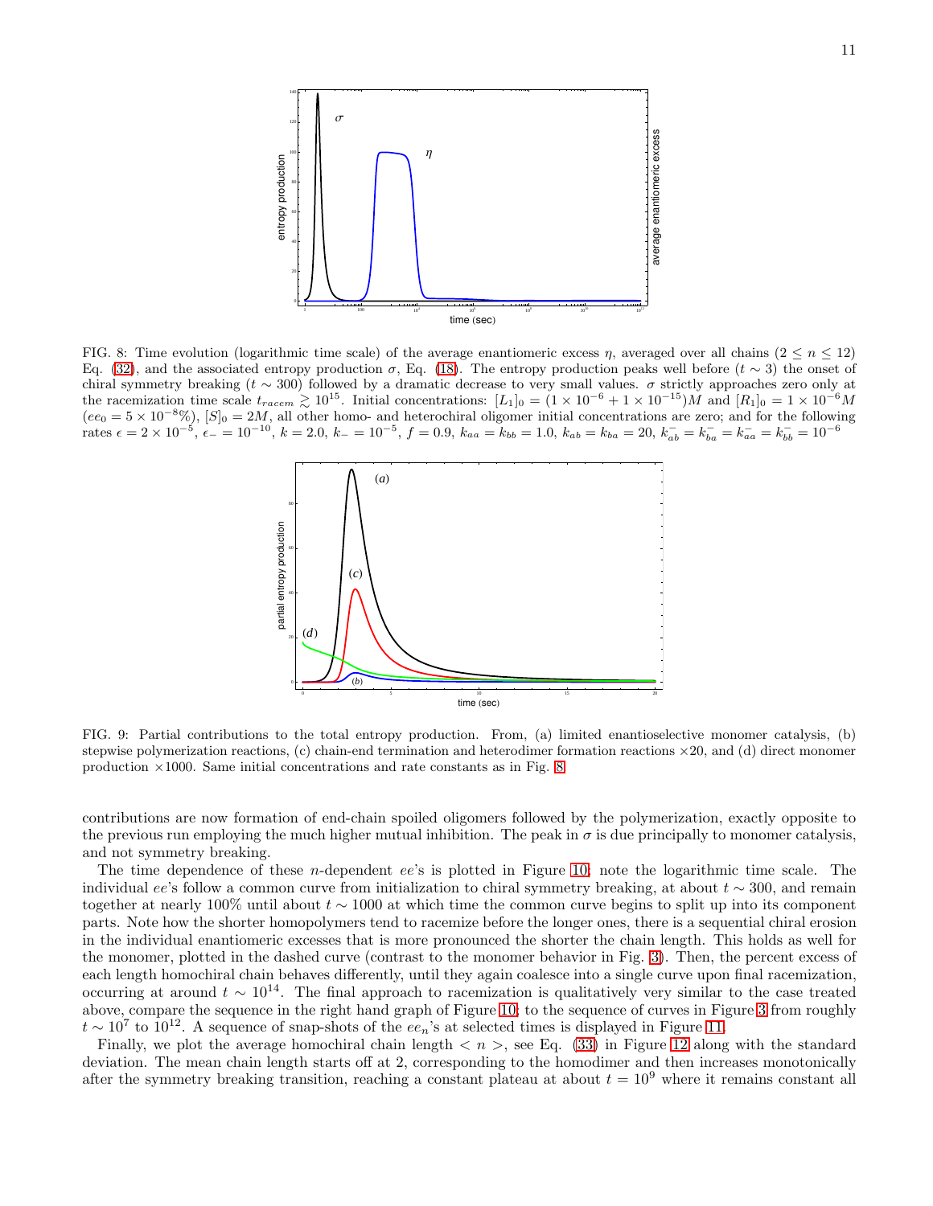FIG. 8: Time evolution (logarithmic time scale) of the average enantiomeric excess $\eta$, averaged over all chains ($2 \leq n \leq 12$) Eq. (32), and the associated entropy production $\sigma$, Eq. (18). The entropy production peaks well before ($t \sim 3$) the onset of chiral symmetry breaking ($t \sim 300$) followed by a dramatic decrease to very small values. $\sigma$ strictly approaches zero only at the racemization time scale $t_{racem} \gtrsim 10^{15}$. Initial concentrations: $[L_1]_0 = (1 \times 10^{-6} + 1 \times 10^{-15})M$ and $[R_1]_0 = 1 \times 10^{-6}M$ ($ee_0 = 5 \times 10^{-8}\%$), $[S]_0 = 2M$, all other homo- and heterochiral oligomer initial concentrations are zero; and for the following rates $\epsilon = 2 \times 10^{-5}$, $\epsilon_- = 10^{-10}$, $k = 2.0$, $k_- = 10^{-5}$, $f = 0.9$, $k_{aa} = k_{bb} = 1.0$, $k_{ab} = k_{ba} = 20$, $k^-_{ab} = k^-_{ba} = k^-_{aa} = k^-_{bb} = 10^{-6}$

FIG. 9: Partial contributions to the total entropy production. From, (a) limited enantioselective monomer catalysis, (b) stepwise polymerization reactions, (c) chain-end termination and heterodimer formation reactions $\times 20$, and (d) direct monomer production $\times 1000$. Same initial concentrations and rate constants as in Fig. 8.

contributions are now formation of end-chain spoiled oligomers followed by the polymerization, exactly opposite to the previous run employing the much higher mutual inhibition. The peak in $\sigma$ is due principally to monomer catalysis, and not symmetry breaking.

The time dependence of these $n$-dependent $ee$'s is plotted in Figure 10; note the logarithmic time scale. The individual $ee$'s follow a common curve from initialization to chiral symmetry breaking, at about $t \sim 300$, and remain together at nearly 100% until about $t \sim 1000$ at which time the common curve begins to split up into its component parts. Note how the shorter homopolymers tend to racemize before the longer ones, there is a sequential chiral erosion in the individual enantiomeric excesses that is more pronounced the shorter the chain length. This holds as well for the monomer, plotted in the dashed curve (contrast to the monomer behavior in Fig. 3). Then, the percent excess of each length homochiral chain behaves differently, until they again coalesce into a single curve upon final racemization, occurring at around $t \sim 10^{14}$. The final approach to racemization is qualitatively very similar to the case treated above, compare the sequence in the right hand graph of Figure 10, to the sequence of curves in Figure 3 from roughly $t \sim 10^7$ to $10^{12}$. A sequence of snap-shots of the $ee_n$'s at selected times is displayed in Figure 11.

Finally, we plot the average homochiral chain length $< n >$, see Eq. (33) in Figure 12 along with the standard deviation. The mean chain length starts off at 2, corresponding to the homodimer and then increases monotonically after the symmetry breaking transition, reaching a constant plateau at about $t = 10^9$ where it remains constant all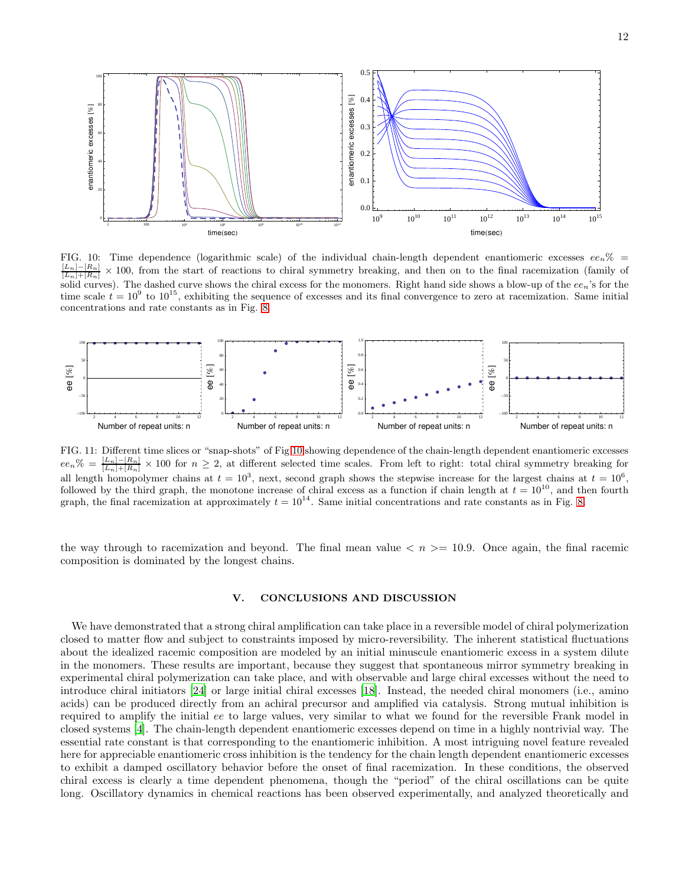FIG. 10: Time dependence (logarithmic scale) of the individual chain-length dependent enantiomeric excesses $ee_n\% = \frac{[L_n]-[R_n]}{[L_n]+[R_n]} \times 100$, from the start of reactions to chiral symmetry breaking, and then on to the final racemization (family of solid curves). The dashed curve shows the chiral excess for the monomers. Right hand side shows a blow-up of the $ee_n$'s for the time scale $t = 10^9$ to $10^{15}$, exhibiting the sequence of excesses and its final convergence to zero at racemization. Same initial concentrations and rate constants as in Fig. 8.

FIG. 11: Different time slices or "snap-shots" of Fig 10 showing dependence of the chain-length dependent enantiomeric excesses $ee_n\% = \frac{[L_n]-[R_n]}{[L_n]+[R_n]} \times 100$ for $n \geq 2$, at different selected time scales. From left to right: total chiral symmetry breaking for all length homopolymer chains at $t = 10^3$, next, second graph shows the stepwise increase for the largest chains at $t = 10^6$, followed by the third graph, the monotone increase of chiral excess as a function if chain length at $t = 10^{10}$, and then fourth graph, the final racemization at approximately $t = 10^{14}$. Same initial concentrations and rate constants as in Fig. 8.

the way through to racemization and beyond. The final mean value $< n >= 10.9$. Once again, the final racemic composition is dominated by the longest chains.

## V. CONCLUSIONS AND DISCUSSION

We have demonstrated that a strong chiral amplification can take place in a reversible model of chiral polymerization closed to matter flow and subject to constraints imposed by micro-reversibility. The inherent statistical fluctuations about the idealized racemic composition are modeled by an initial minuscule enantiomeric excess in a system dilute in the monomers. These results are important, because they suggest that spontaneous mirror symmetry breaking in experimental chiral polymerization can take place, and with observable and large chiral excesses without the need to introduce chiral initiators [24] or large initial chiral excesses [18]. Instead, the needed chiral monomers (i.e., amino acids) can be produced directly from an achiral precursor and amplified via catalysis. Strong mutual inhibition is required to amplify the initial $ee$ to large values, very similar to what we found for the reversible Frank model in closed systems [4]. The chain-length dependent enantiomeric excesses depend on time in a highly nontrivial way. The essential rate constant is that corresponding to the enantiomeric inhibition. A most intriguing novel feature revealed here for appreciable enantiomeric cross inhibition is the tendency for the chain length dependent enantiomeric excesses to exhibit a damped oscillatory behavior before the onset of final racemization. In these conditions, the observed chiral excess is clearly a time dependent phenomena, though the "period" of the chiral oscillations can be quite long. Oscillatory dynamics in chemical reactions has been observed experimentally, and analyzed theoretically and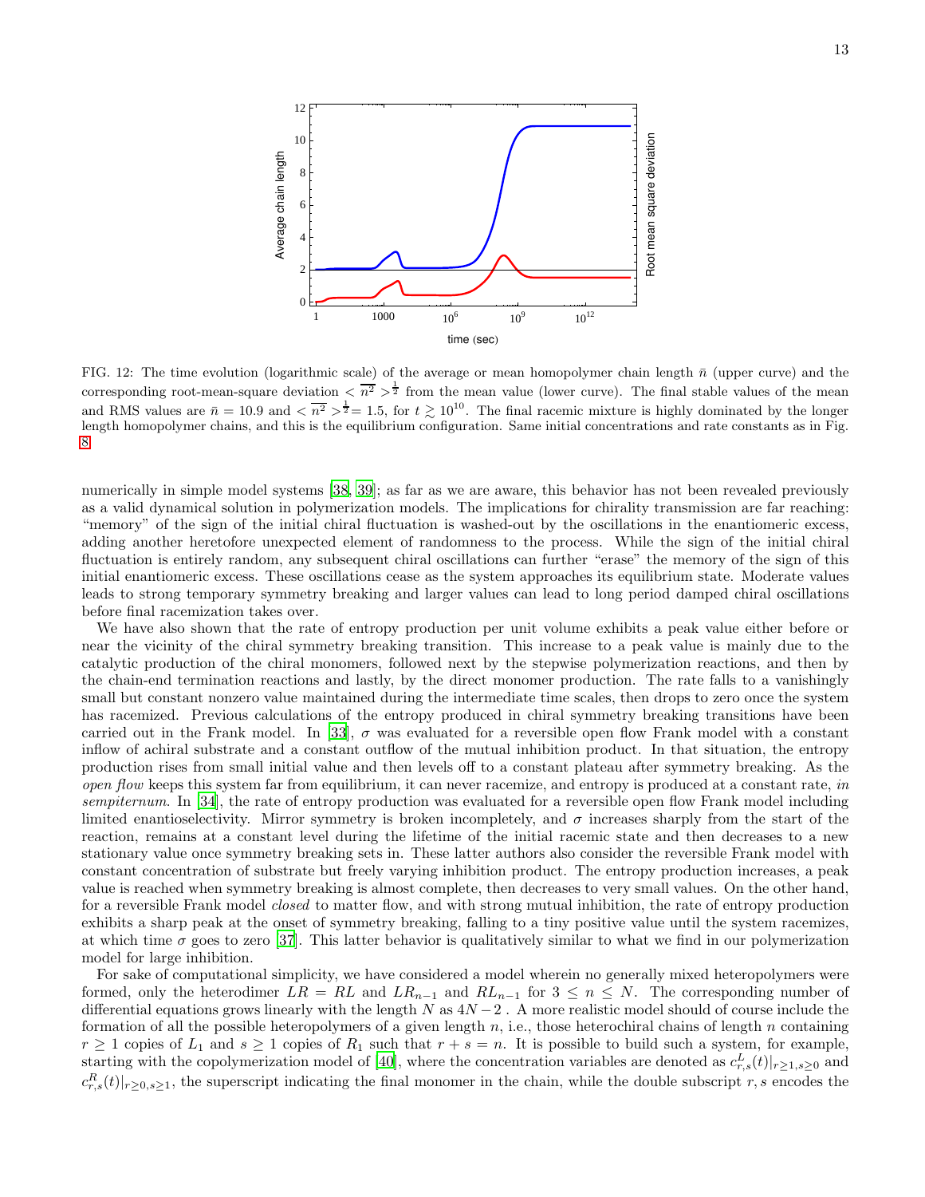FIG. 12: The time evolution (logarithmic scale) of the average or mean homopolymer chain length $\bar{n}$ (upper curve) and the corresponding root-mean-square deviation $<\overline{n^2}>^{\frac{1}{2}}$ from the mean value (lower curve). The final stable values of the mean and RMS values are $\bar{n} = 10.9$ and $<\overline{n^2}>^{\frac{1}{2}} = 1.5$, for $t \gtrsim 10^{10}$. The final racemic mixture is highly dominated by the longer length homopolymer chains, and this is the equilibrium configuration. Same initial concentrations and rate constants as in Fig. 8

numerically in simple model systems [38, 39]; as far as we are aware, this behavior has not been revealed previously as a valid dynamical solution in polymerization models. The implications for chirality transmission are far reaching: "memory" of the sign of the initial chiral fluctuation is washed-out by the oscillations in the enantiomeric excess, adding another heretofore unexpected element of randomness to the process. While the sign of the initial chiral fluctuation is entirely random, any subsequent chiral oscillations can further "erase" the memory of the sign of this initial enantiomeric excess. These oscillations cease as the system approaches its equilibrium state. Moderate values leads to strong temporary symmetry breaking and larger values can lead to long period damped chiral oscillations before final racemization takes over.

We have also shown that the rate of entropy production per unit volume exhibits a peak value either before or near the vicinity of the chiral symmetry breaking transition. This increase to a peak value is mainly due to the catalytic production of the chiral monomers, followed next by the stepwise polymerization reactions, and then by the chain-end termination reactions and lastly, by the direct monomer production. The rate falls to a vanishingly small but constant nonzero value maintained during the intermediate time scales, then drops to zero once the system has racemized. Previous calculations of the entropy produced in chiral symmetry breaking transitions have been carried out in the Frank model. In [33], $\sigma$ was evaluated for a reversible open flow Frank model with a constant inflow of achiral substrate and a constant outflow of the mutual inhibition product. In that situation, the entropy production rises from small initial value and then levels off to a constant plateau after symmetry breaking. As the *open flow* keeps this system far from equilibrium, it can never racemize, and entropy is produced at a constant rate, *in sempiternum*. In [34], the rate of entropy production was evaluated for a reversible open flow Frank model including limited enantioselectivity. Mirror symmetry is broken incompletely, and $\sigma$ increases sharply from the start of the reaction, remains at a constant level during the lifetime of the initial racemic state and then decreases to a new stationary value once symmetry breaking sets in. These latter authors also consider the reversible Frank model with constant concentration of substrate but freely varying inhibition product. The entropy production increases, a peak value is reached when symmetry breaking is almost complete, then decreases to very small values. On the other hand, for a reversible Frank model *closed* to matter flow, and with strong mutual inhibition, the rate of entropy production exhibits a sharp peak at the onset of symmetry breaking, falling to a tiny positive value until the system racemizes, at which time $\sigma$ goes to zero [37]. This latter behavior is qualitatively similar to what we find in our polymerization model for large inhibition.

For sake of computational simplicity, we have considered a model wherein no generally mixed heteropolymers were formed, only the heterodimer $LR = RL$ and $LR_{n-1}$ and $RL_{n-1}$ for $3 \leq n \leq N$. The corresponding number of differential equations grows linearly with the length $N$ as $4N-2$ . A more realistic model should of course include the formation of all the possible heteropolymers of a given length $n$, i.e., those heterochiral chains of length $n$ containing $r \geq 1$ copies of $L_1$ and $s \geq 1$ copies of $R_1$ such that $r + s = n$. It is possible to build such a system, for example, starting with the copolymerization model of [40], where the concentration variables are denoted as $c^L_{r,s}(t)|_{r\geq 1, s\geq 0}$ and $c^R_{r,s}(t)|_{r\geq 0, s\geq 1}$, the superscript indicating the final monomer in the chain, while the double subscript $r, s$ encodes the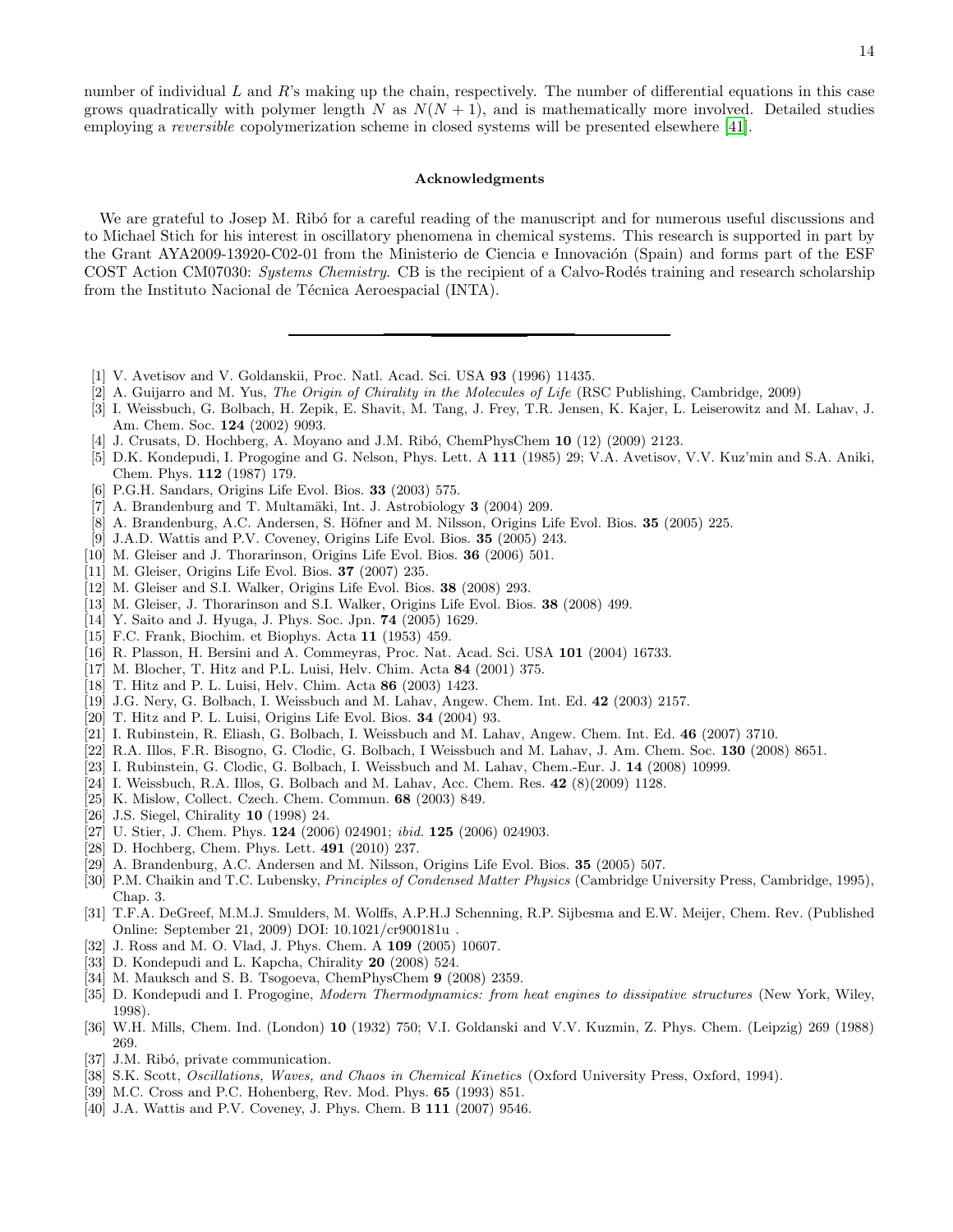number of individual $L$ and $R$'s making up the chain, respectively. The number of differential equations in this case grows quadratically with polymer length $N$ as $N(N+1)$, and is mathematically more involved. Detailed studies employing a *reversible* copolymerization scheme in closed systems will be presented elsewhere [41].

### Acknowledgments

We are grateful to Josep M. Ribó for a careful reading of the manuscript and for numerous useful discussions and to Michael Stich for his interest in oscillatory phenomena in chemical systems. This research is supported in part by the Grant AYA2009-13920-C02-01 from the Ministerio de Ciencia e Innovación (Spain) and forms part of the ESF COST Action CM07030: *Systems Chemistry*. CB is the recipient of a Calvo-Rodés training and research scholarship from the Instituto Nacional de Técnica Aeroespacial (INTA).

---

[1] V. Avetisov and V. Goldanskii, Proc. Natl. Acad. Sci. USA **93** (1996) 11435.
[2] A. Guijarro and M. Yus, *The Origin of Chirality in the Molecules of Life* (RSC Publishing, Cambridge, 2009)
[3] I. Weissbuch, G. Bolbach, H. Zepik, E. Shavit, M. Tang, J. Frey, T.R. Jensen, K. Kajer, L. Leiserowitz and M. Lahav, J. Am. Chem. Soc. **124** (2002) 9093.
[4] J. Crusats, D. Hochberg, A. Moyano and J.M. Ribó, ChemPhysChem **10** (12) (2009) 2123.
[5] D.K. Kondepudi, I. Progogine and G. Nelson, Phys. Lett. A **111** (1985) 29; V.A. Avetisov, V.V. Kuz'min and S.A. Aniki, Chem. Phys. **112** (1987) 179.
[6] P.G.H. Sandars, Origins Life Evol. Bios. **33** (2003) 575.
[7] A. Brandenburg and T. Multamäki, Int. J. Astrobiology **3** (2004) 209.
[8] A. Brandenburg, A.C. Andersen, S. Höfner and M. Nilsson, Origins Life Evol. Bios. **35** (2005) 225.
[9] J.A.D. Wattis and P.V. Coveney, Origins Life Evol. Bios. **35** (2005) 243.
[10] M. Gleiser and J. Thorarinson, Origins Life Evol. Bios. **36** (2006) 501.
[11] M. Gleiser, Origins Life Evol. Bios. **37** (2007) 235.
[12] M. Gleiser and S.I. Walker, Origins Life Evol. Bios. **38** (2008) 293.
[13] M. Gleiser, J. Thorarinson and S.I. Walker, Origins Life Evol. Bios. **38** (2008) 499.
[14] Y. Saito and J. Hyuga, J. Phys. Soc. Jpn. **74** (2005) 1629.
[15] F.C. Frank, Biochim. et Biophys. Acta **11** (1953) 459.
[16] R. Plasson, H. Bersini and A. Commeyras, Proc. Nat. Acad. Sci. USA **101** (2004) 16733.
[17] M. Blocher, T. Hitz and P.L. Luisi, Helv. Chim. Acta **84** (2001) 375.
[18] T. Hitz and P. L. Luisi, Helv. Chim. Acta **86** (2003) 1423.
[19] J.G. Nery, G. Bolbach, I. Weissbuch and M. Lahav, Angew. Chem. Int. Ed. **42** (2003) 2157.
[20] T. Hitz and P. L. Luisi, Origins Life Evol. Bios. **34** (2004) 93.
[21] I. Rubinstein, R. Eliash, G. Bolbach, I. Weissbuch and M. Lahav, Angew. Chem. Int. Ed. **46** (2007) 3710.
[22] R.A. Illos, F.R. Bisogno, G. Clodic, G. Bolbach, I Weissbuch and M. Lahav, J. Am. Chem. Soc. **130** (2008) 8651.
[23] I. Rubinstein, G. Clodic, G. Bolbach, I. Weissbuch and M. Lahav, Chem.-Eur. J. **14** (2008) 10999.
[24] I. Weissbuch, R.A. Illos, G. Bolbach and M. Lahav, Acc. Chem. Res. **42** (8)(2009) 1128.
[25] K. Mislow, Collect. Czech. Chem. Commun. **68** (2003) 849.
[26] J.S. Siegel, Chirality **10** (1998) 24.
[27] U. Stier, J. Chem. Phys. **124** (2006) 024901; *ibid.* **125** (2006) 024903.
[28] D. Hochberg, Chem. Phys. Lett. **491** (2010) 237.
[29] A. Brandenburg, A.C. Andersen and M. Nilsson, Origins Life Evol. Bios. **35** (2005) 507.
[30] P.M. Chaikin and T.C. Lubensky, *Principles of Condensed Matter Physics* (Cambridge University Press, Cambridge, 1995), Chap. 3.
[31] T.F.A. DeGreef, M.M.J. Smulders, M. Wolffs, A.P.H.J Schenning, R.P. Sijbesma and E.W. Meijer, Chem. Rev. (Published Online: September 21, 2009) DOI: 10.1021/cr900181u .
[32] J. Ross and M. O. Vlad, J. Phys. Chem. A **109** (2005) 10607.
[33] D. Kondepudi and L. Kapcha, Chirality **20** (2008) 524.
[34] M. Mauksch and S. B. Tsogoeva, ChemPhysChem **9** (2008) 2359.
[35] D. Kondepudi and I. Progogine, *Modern Thermodynamics: from heat engines to dissipative structures* (New York, Wiley, 1998).
[36] W.H. Mills, Chem. Ind. (London) **10** (1932) 750; V.I. Goldanski and V.V. Kuzmin, Z. Phys. Chem. (Leipzig) 269 (1988) 269.
[37] J.M. Ribó, private communication.
[38] S.K. Scott, *Oscillations, Waves, and Chaos in Chemical Kinetics* (Oxford University Press, Oxford, 1994).
[39] M.C. Cross and P.C. Hohenberg, Rev. Mod. Phys. **65** (1993) 851.
[40] J.A. Wattis and P.V. Coveney, J. Phys. Chem. B **111** (2007) 9546.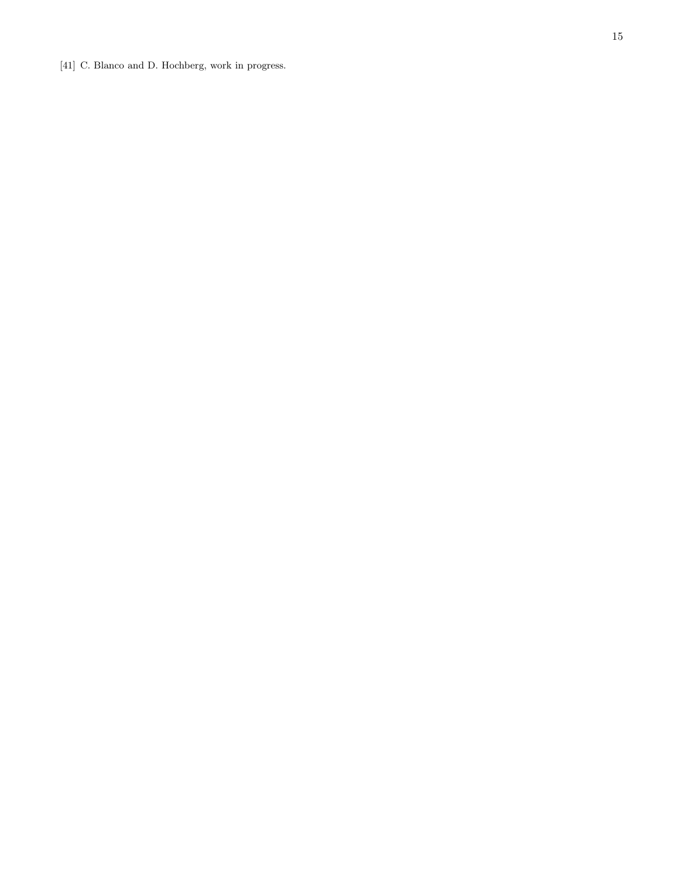[41] C. Blanco and D. Hochberg, work in progress.